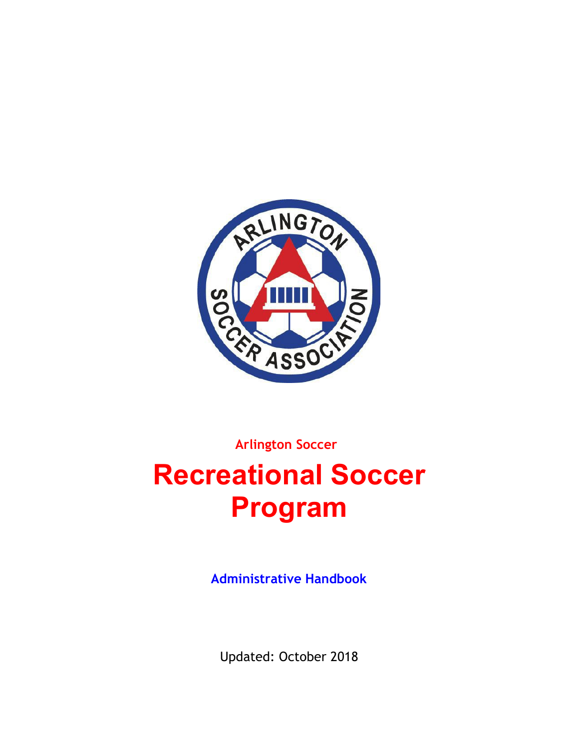Arlington Soccer

# Recreational Soccer Program

**Administrative Handbook**

Updated: October 2018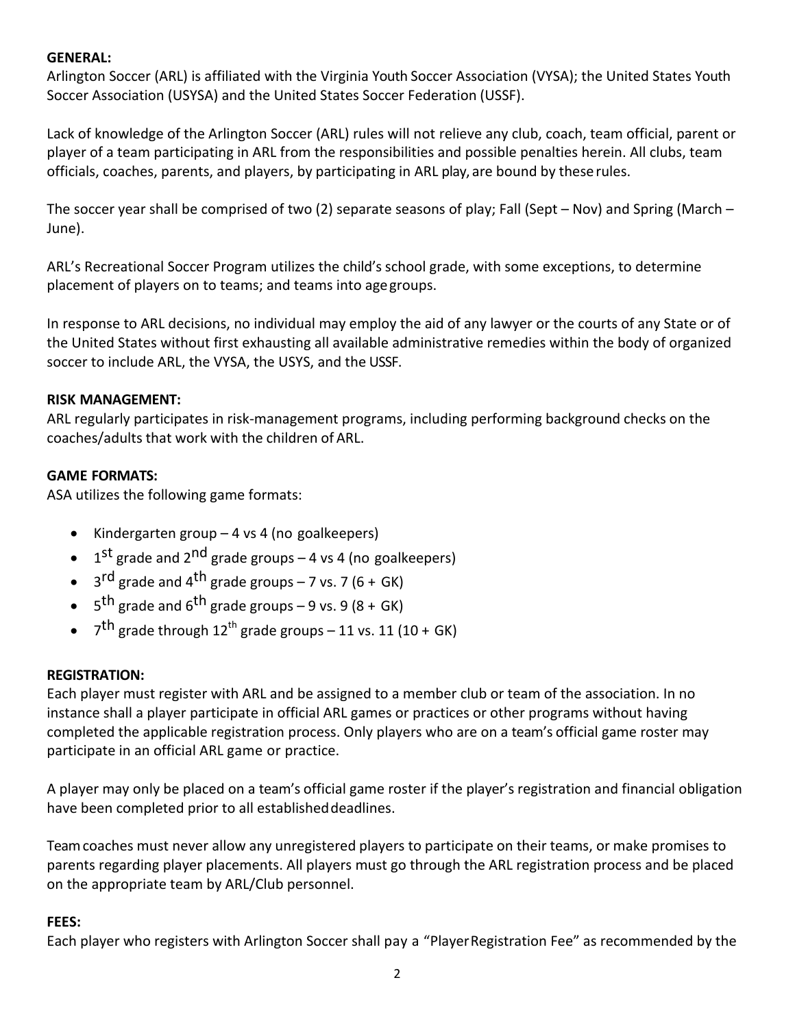**GENERAL:**

Arlington Soccer (ARL) is affiliated with the Virginia Youth Soccer Association (VYSA); the United States Youth Soccer Association (USYSA) and the United States Soccer Federation (USSF).

Lack of knowledge of the Arlington Soccer (ARL) rules will not relieve any club, coach, team official, parent or player of a team participating in ARL from the responsibilities and possible penalties herein. All clubs, team officials, coaches, parents, and players, by participating in ARL play, are bound by these rules.

The soccer year shall be comprised of two (2) separate seasons of play; Fall (Sept – Nov) and Spring (March – June).

ARL's Recreational Soccer Program utilizes the child's school grade, with some exceptions, to determine placement of players on to teams; and teams into age groups.

In response to ARL decisions, no individual may employ the aid of any lawyer or the courts of any State or of the United States without first exhausting all available administrative remedies within the body of organized soccer to include ARL, the VYSA, the USYS, and the USSF.

**RISK MANAGEMENT:**

ARL regularly participates in risk-management programs, including performing background checks on the coaches/adults that work with the children of ARL.

**GAME FORMATS:**

ASA utilizes the following game formats:

- Kindergarten group – 4 vs 4 (no goalkeepers)
- 1st grade and 2nd grade groups – 4 vs 4 (no goalkeepers)
- 3rd grade and 4th grade groups – 7 vs. 7 (6 + GK)
- 5th grade and 6th grade groups – 9 vs. 9 (8 + GK)
- 7th grade through 12th grade groups – 11 vs. 11 (10 + GK)

**REGISTRATION:**

Each player must register with ARL and be assigned to a member club or team of the association. In no instance shall a player participate in official ARL games or practices or other programs without having completed the applicable registration process. Only players who are on a team's official game roster may participate in an official ARL game or practice.

A player may only be placed on a team's official game roster if the player's registration and financial obligation have been completed prior to all established deadlines.

Team coaches must never allow any unregistered players to participate on their teams, or make promises to parents regarding player placements. All players must go through the ARL registration process and be placed on the appropriate team by ARL/Club personnel.

**FEES:**

Each player who registers with Arlington Soccer shall pay a "Player Registration Fee" as recommended by the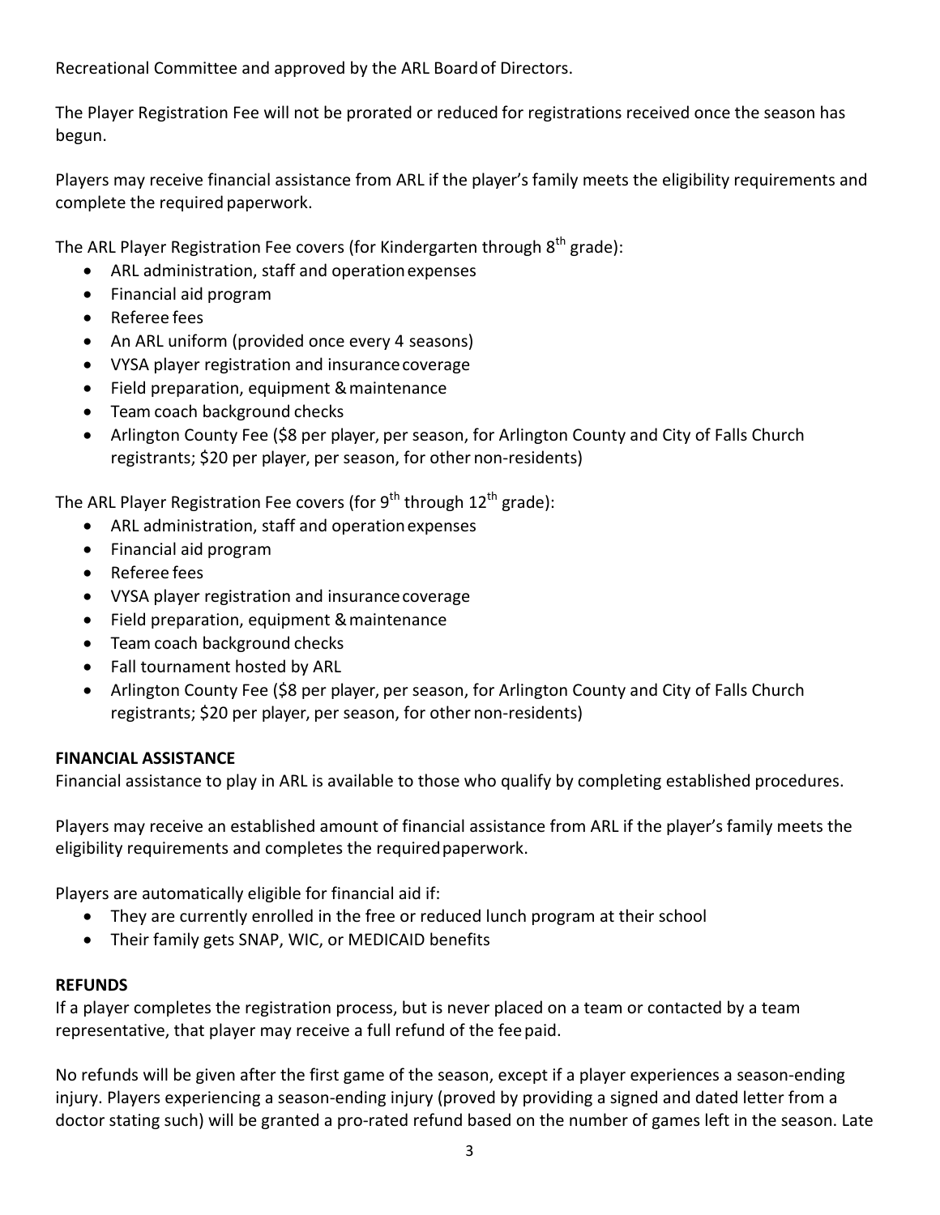Recreational Committee and approved by the ARL Board of Directors.

The Player Registration Fee will not be prorated or reduced for registrations received once the season has begun.

Players may receive financial assistance from ARL if the player's family meets the eligibility requirements and complete the required paperwork.

The ARL Player Registration Fee covers (for Kindergarten through 8th grade):

- ARL administration, staff and operation expenses
- Financial aid program
- Referee fees
- An ARL uniform (provided once every 4 seasons)
- VYSA player registration and insurance coverage
- Field preparation, equipment & maintenance
- Team coach background checks
- Arlington County Fee ($8 per player, per season, for Arlington County and City of Falls Church registrants; $20 per player, per season, for other non-residents)

The ARL Player Registration Fee covers (for 9th through 12th grade):

- ARL administration, staff and operation expenses
- Financial aid program
- Referee fees
- VYSA player registration and insurance coverage
- Field preparation, equipment & maintenance
- Team coach background checks
- Fall tournament hosted by ARL
- Arlington County Fee ($8 per player, per season, for Arlington County and City of Falls Church registrants; $20 per player, per season, for other non-residents)

**FINANCIAL ASSISTANCE**

Financial assistance to play in ARL is available to those who qualify by completing established procedures.

Players may receive an established amount of financial assistance from ARL if the player's family meets the eligibility requirements and completes the required paperwork.

Players are automatically eligible for financial aid if:

- They are currently enrolled in the free or reduced lunch program at their school
- Their family gets SNAP, WIC, or MEDICAID benefits

**REFUNDS**

If a player completes the registration process, but is never placed on a team or contacted by a team representative, that player may receive a full refund of the fee paid.

No refunds will be given after the first game of the season, except if a player experiences a season-ending injury. Players experiencing a season-ending injury (proved by providing a signed and dated letter from a doctor stating such) will be granted a pro-rated refund based on the number of games left in the season. Late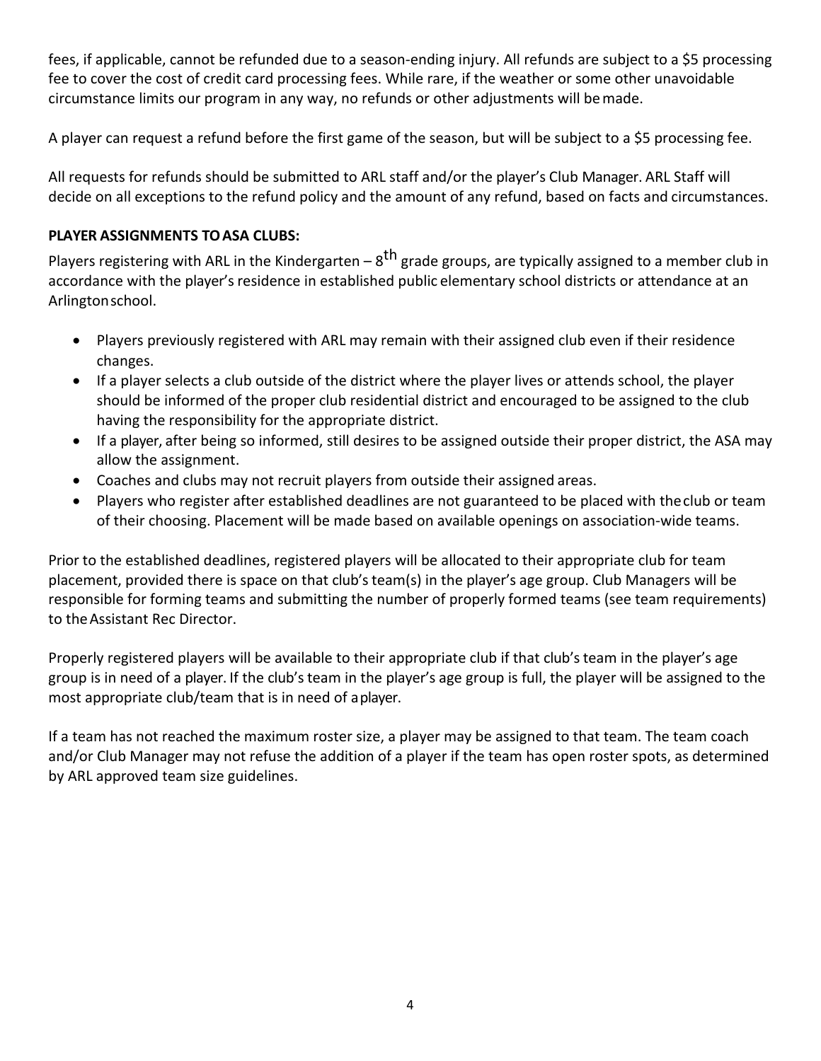fees, if applicable, cannot be refunded due to a season-ending injury. All refunds are subject to a $5 processing fee to cover the cost of credit card processing fees. While rare, if the weather or some other unavoidable circumstance limits our program in any way, no refunds or other adjustments will be made.

A player can request a refund before the first game of the season, but will be subject to a $5 processing fee.

All requests for refunds should be submitted to ARL staff and/or the player's Club Manager. ARL Staff will decide on all exceptions to the refund policy and the amount of any refund, based on facts and circumstances.

**PLAYER ASSIGNMENTS TO ASA CLUBS:**

Players registering with ARL in the Kindergarten – 8th grade groups, are typically assigned to a member club in accordance with the player's residence in established public elementary school districts or attendance at an Arlington school.

- Players previously registered with ARL may remain with their assigned club even if their residence changes.
- If a player selects a club outside of the district where the player lives or attends school, the player should be informed of the proper club residential district and encouraged to be assigned to the club having the responsibility for the appropriate district.
- If a player, after being so informed, still desires to be assigned outside their proper district, the ASA may allow the assignment.
- Coaches and clubs may not recruit players from outside their assigned areas.
- Players who register after established deadlines are not guaranteed to be placed with the club or team of their choosing. Placement will be made based on available openings on association-wide teams.

Prior to the established deadlines, registered players will be allocated to their appropriate club for team placement, provided there is space on that club's team(s) in the player's age group. Club Managers will be responsible for forming teams and submitting the number of properly formed teams (see team requirements) to the Assistant Rec Director.

Properly registered players will be available to their appropriate club if that club's team in the player's age group is in need of a player. If the club's team in the player's age group is full, the player will be assigned to the most appropriate club/team that is in need of a player.

If a team has not reached the maximum roster size, a player may be assigned to that team. The team coach and/or Club Manager may not refuse the addition of a player if the team has open roster spots, as determined by ARL approved team size guidelines.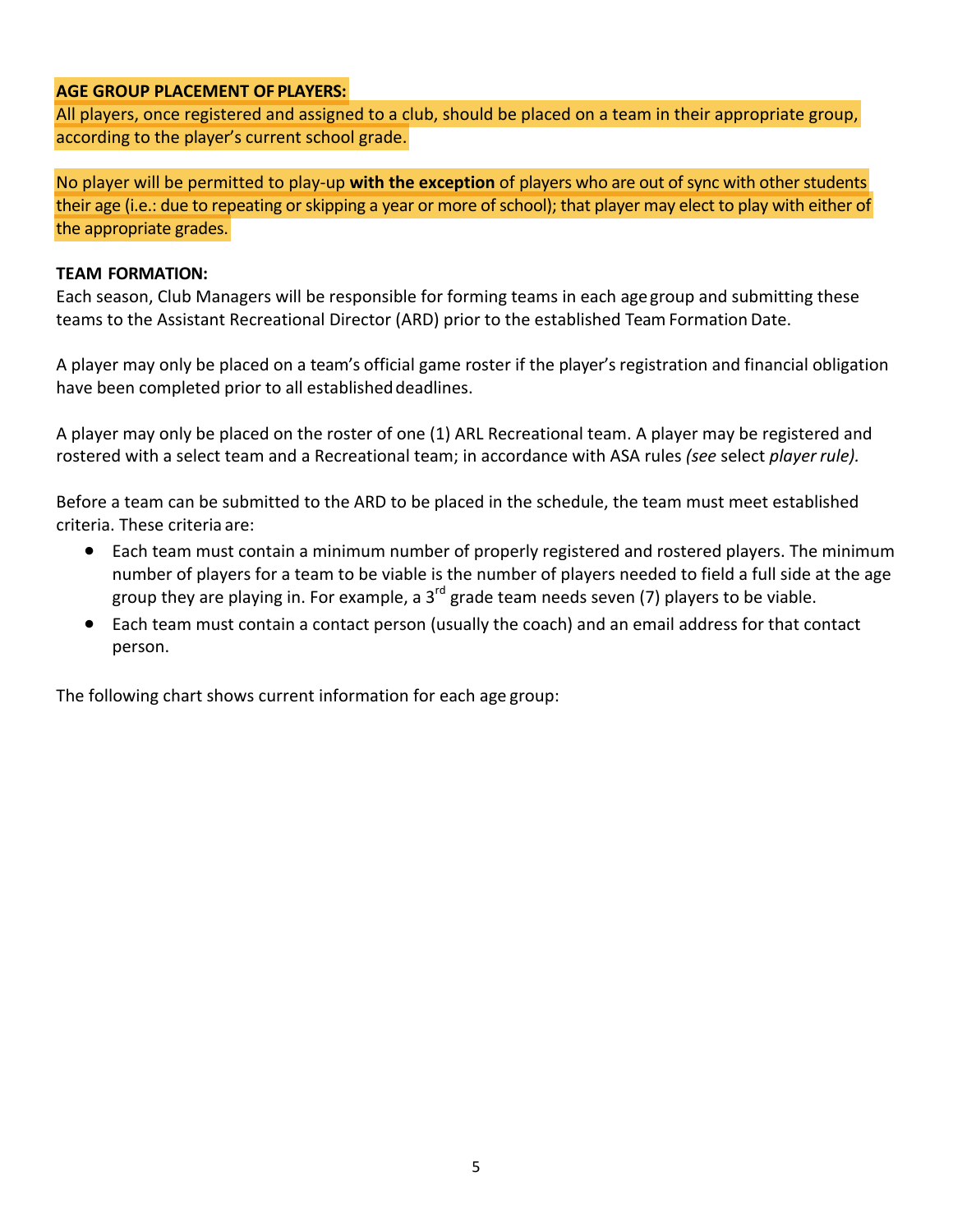**AGE GROUP PLACEMENT OF PLAYERS:**

All players, once registered and assigned to a club, should be placed on a team in their appropriate group, according to the player's current school grade.

No player will be permitted to play-up **with the exception** of players who are out of sync with other students their age (i.e.: due to repeating or skipping a year or more of school); that player may elect to play with either of the appropriate grades.

**TEAM FORMATION:**

Each season, Club Managers will be responsible for forming teams in each age group and submitting these teams to the Assistant Recreational Director (ARD) prior to the established Team Formation Date.

A player may only be placed on a team's official game roster if the player's registration and financial obligation have been completed prior to all established deadlines.

A player may only be placed on the roster of one (1) ARL Recreational team. A player may be registered and rostered with a select team and a Recreational team; in accordance with ASA rules *(see* select *player rule).*

Before a team can be submitted to the ARD to be placed in the schedule, the team must meet established criteria. These criteria are:

- Each team must contain a minimum number of properly registered and rostered players. The minimum number of players for a team to be viable is the number of players needed to field a full side at the age group they are playing in. For example, a 3rd grade team needs seven (7) players to be viable.
- Each team must contain a contact person (usually the coach) and an email address for that contact person.

The following chart shows current information for each age group: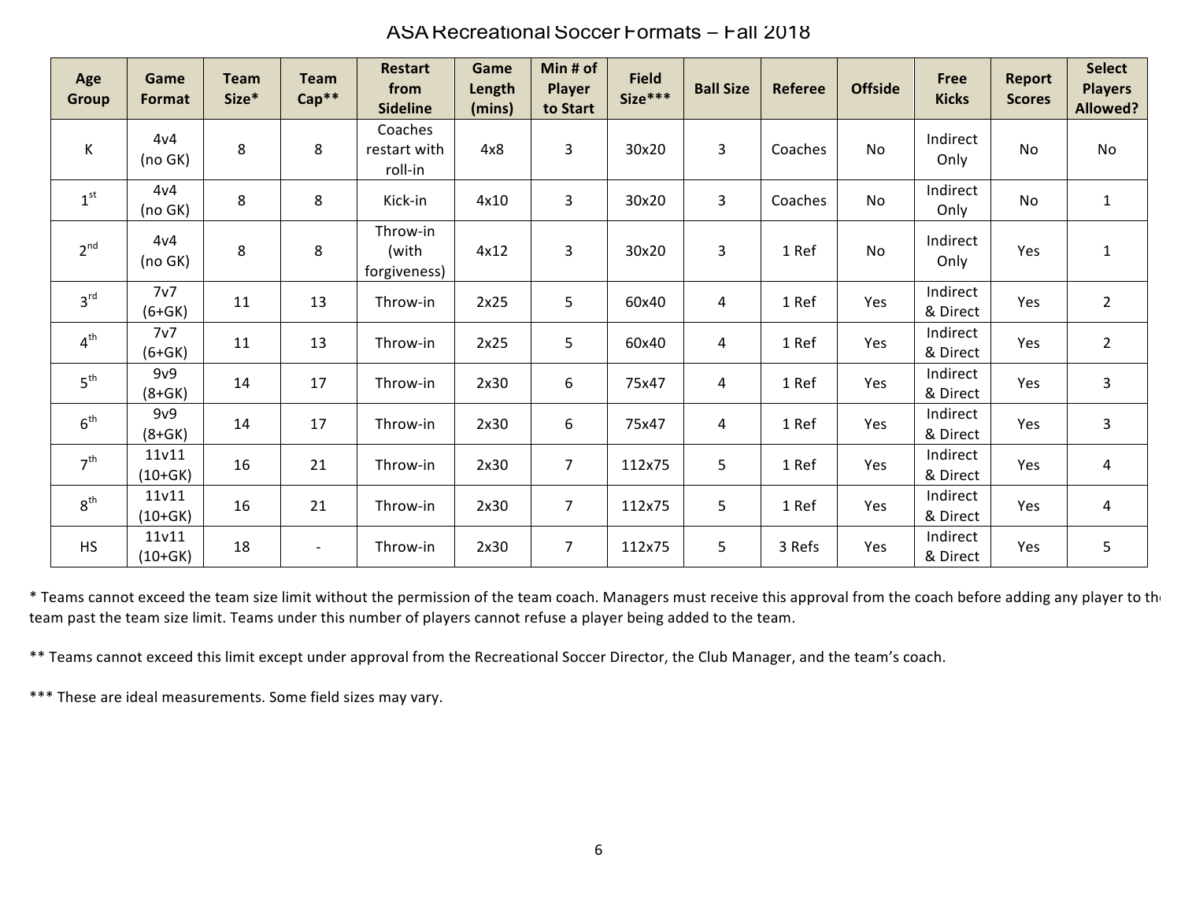# ASA Recreational Soccer Formats – Fall 2018

| Age Group | Game Format | Team Size* | Team Cap** | Restart from Sideline | Game Length (mins) | Min # of Player to Start | Field Size*** | Ball Size | Referee | Offside | Free Kicks | Report Scores | Select Players Allowed? |
|---|---|---|---|---|---|---|---|---|---|---|---|---|---|
| K | 4v4 (no GK) | 8 | 8 | Coaches restart with roll-in | 4x8 | 3 | 30x20 | 3 | Coaches | No | Indirect Only | No | No |
| 1st | 4v4 (no GK) | 8 | 8 | Kick-in | 4x10 | 3 | 30x20 | 3 | Coaches | No | Indirect Only | No | 1 |
| 2nd | 4v4 (no GK) | 8 | 8 | Throw-in (with forgiveness) | 4x12 | 3 | 30x20 | 3 | 1 Ref | No | Indirect Only | Yes | 1 |
| 3rd | 7v7 (6+GK) | 11 | 13 | Throw-in | 2x25 | 5 | 60x40 | 4 | 1 Ref | Yes | Indirect & Direct | Yes | 2 |
| 4th | 7v7 (6+GK) | 11 | 13 | Throw-in | 2x25 | 5 | 60x40 | 4 | 1 Ref | Yes | Indirect & Direct | Yes | 2 |
| 5th | 9v9 (8+GK) | 14 | 17 | Throw-in | 2x30 | 6 | 75x47 | 4 | 1 Ref | Yes | Indirect & Direct | Yes | 3 |
| 6th | 9v9 (8+GK) | 14 | 17 | Throw-in | 2x30 | 6 | 75x47 | 4 | 1 Ref | Yes | Indirect & Direct | Yes | 3 |
| 7th | 11v11 (10+GK) | 16 | 21 | Throw-in | 2x30 | 7 | 112x75 | 5 | 1 Ref | Yes | Indirect & Direct | Yes | 4 |
| 8th | 11v11 (10+GK) | 16 | 21 | Throw-in | 2x30 | 7 | 112x75 | 5 | 1 Ref | Yes | Indirect & Direct | Yes | 4 |
| HS | 11v11 (10+GK) | 18 | - | Throw-in | 2x30 | 7 | 112x75 | 5 | 3 Refs | Yes | Indirect & Direct | Yes | 5 |

* Teams cannot exceed the team size limit without the permission of the team coach. Managers must receive this approval from the coach before adding any player to the team past the team size limit. Teams under this number of players cannot refuse a player being added to the team.

** Teams cannot exceed this limit except under approval from the Recreational Soccer Director, the Club Manager, and the team's coach.

*** These are ideal measurements. Some field sizes may vary.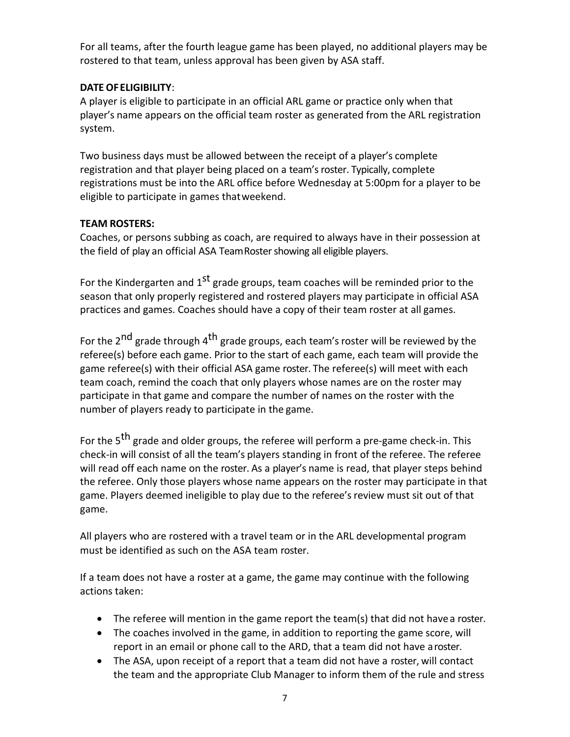For all teams, after the fourth league game has been played, no additional players may be rostered to that team, unless approval has been given by ASA staff.

**DATE OF ELIGIBILITY**:

A player is eligible to participate in an official ARL game or practice only when that player's name appears on the official team roster as generated from the ARL registration system.

Two business days must be allowed between the receipt of a player's complete registration and that player being placed on a team's roster. Typically, complete registrations must be into the ARL office before Wednesday at 5:00pm for a player to be eligible to participate in games that weekend.

**TEAM ROSTERS:**

Coaches, or persons subbing as coach, are required to always have in their possession at the field of play an official ASA Team Roster showing all eligible players.

For the Kindergarten and 1st grade groups, team coaches will be reminded prior to the season that only properly registered and rostered players may participate in official ASA practices and games. Coaches should have a copy of their team roster at all games.

For the 2nd grade through 4th grade groups, each team's roster will be reviewed by the referee(s) before each game. Prior to the start of each game, each team will provide the game referee(s) with their official ASA game roster. The referee(s) will meet with each team coach, remind the coach that only players whose names are on the roster may participate in that game and compare the number of names on the roster with the number of players ready to participate in the game.

For the 5th grade and older groups, the referee will perform a pre-game check-in. This check-in will consist of all the team's players standing in front of the referee. The referee will read off each name on the roster. As a player's name is read, that player steps behind the referee. Only those players whose name appears on the roster may participate in that game. Players deemed ineligible to play due to the referee's review must sit out of that game.

All players who are rostered with a travel team or in the ARL developmental program must be identified as such on the ASA team roster.

If a team does not have a roster at a game, the game may continue with the following actions taken:

- The referee will mention in the game report the team(s) that did not have a roster.
- The coaches involved in the game, in addition to reporting the game score, will report in an email or phone call to the ARD, that a team did not have a roster.
- The ASA, upon receipt of a report that a team did not have a roster, will contact the team and the appropriate Club Manager to inform them of the rule and stress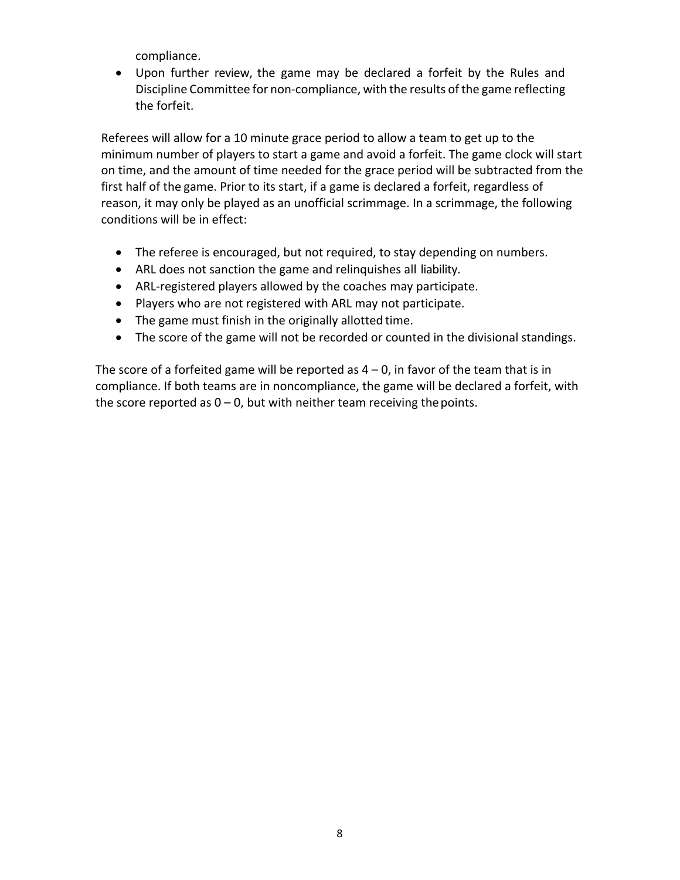compliance.

- Upon further review, the game may be declared a forfeit by the Rules and Discipline Committee for non-compliance, with the results of the game reflecting the forfeit.

Referees will allow for a 10 minute grace period to allow a team to get up to the minimum number of players to start a game and avoid a forfeit. The game clock will start on time, and the amount of time needed for the grace period will be subtracted from the first half of the game. Prior to its start, if a game is declared a forfeit, regardless of reason, it may only be played as an unofficial scrimmage. In a scrimmage, the following conditions will be in effect:

- The referee is encouraged, but not required, to stay depending on numbers.
- ARL does not sanction the game and relinquishes all liability.
- ARL-registered players allowed by the coaches may participate.
- Players who are not registered with ARL may not participate.
- The game must finish in the originally allotted time.
- The score of the game will not be recorded or counted in the divisional standings.

The score of a forfeited game will be reported as 4 – 0, in favor of the team that is in compliance. If both teams are in noncompliance, the game will be declared a forfeit, with the score reported as 0 – 0, but with neither team receiving the points.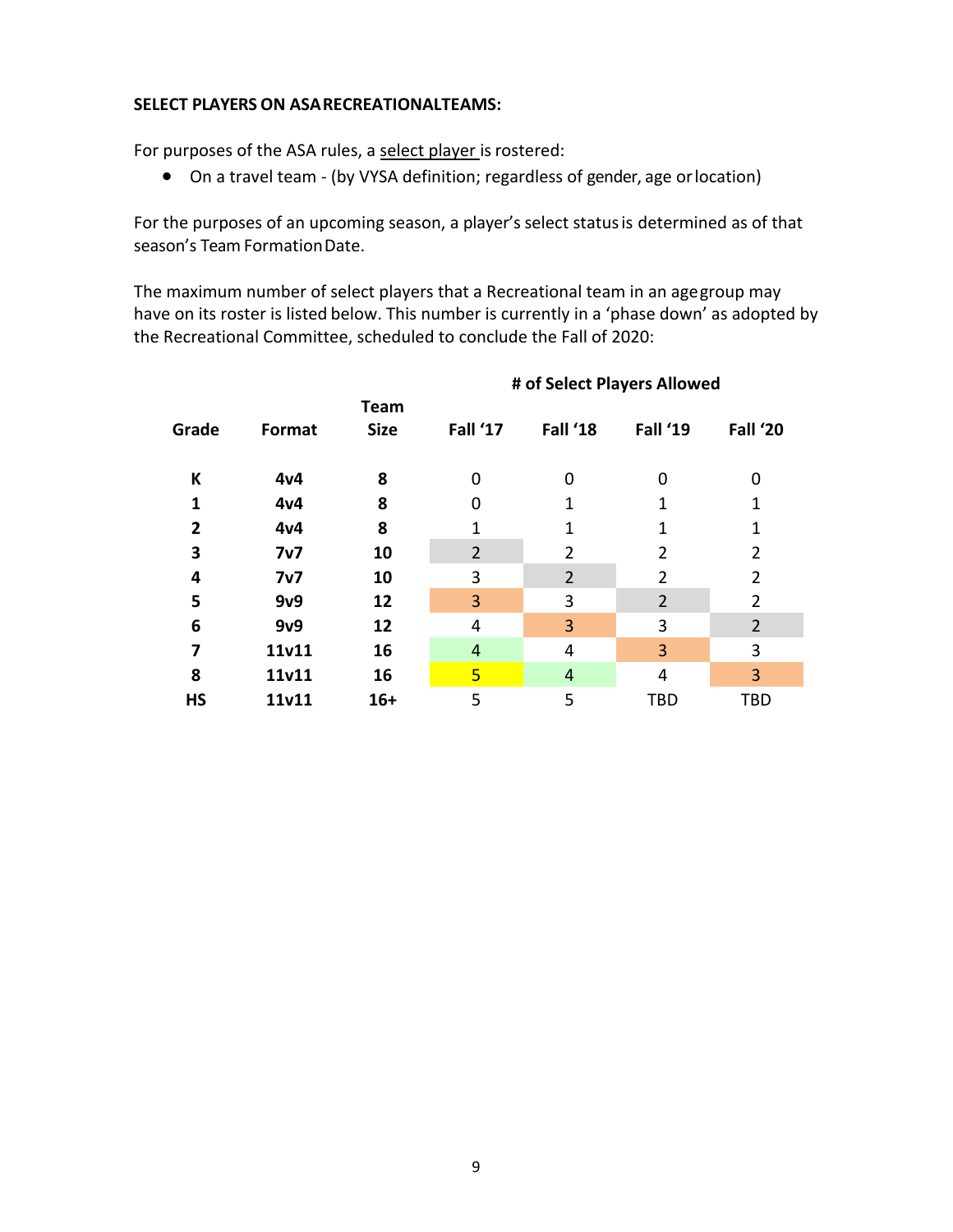**SELECT PLAYERS ON ASA RECREATIONAL TEAMS:**

For purposes of the ASA rules, a select player is rostered:

- On a travel team - (by VYSA definition; regardless of gender, age or location)

For the purposes of an upcoming season, a player's select status is determined as of that season's Team Formation Date.

The maximum number of select players that a Recreational team in an age group may have on its roster is listed below. This number is currently in a 'phase down' as adopted by the Recreational Committee, scheduled to conclude the Fall of 2020:

| | | | # of Select Players Allowed | | | |
|---|---|---|---|---|---|---|
| **Grade** | **Format** | **Team Size** | **Fall '17** | **Fall '18** | **Fall '19** | **Fall '20** |
| **K** | **4v4** | **8** | 0 | 0 | 0 | 0 |
| **1** | **4v4** | **8** | 0 | 1 | 1 | 1 |
| **2** | **4v4** | **8** | 1 | 1 | 1 | 1 |
| **3** | **7v7** | **10** | 2 | 2 | 2 | 2 |
| **4** | **7v7** | **10** | 3 | 2 | 2 | 2 |
| **5** | **9v9** | **12** | 3 | 3 | 2 | 2 |
| **6** | **9v9** | **12** | 4 | 3 | 3 | 2 |
| **7** | **11v11** | **16** | 4 | 4 | 3 | 3 |
| **8** | **11v11** | **16** | 5 | 4 | 4 | 3 |
| **HS** | **11v11** | **16+** | 5 | 5 | TBD | TBD |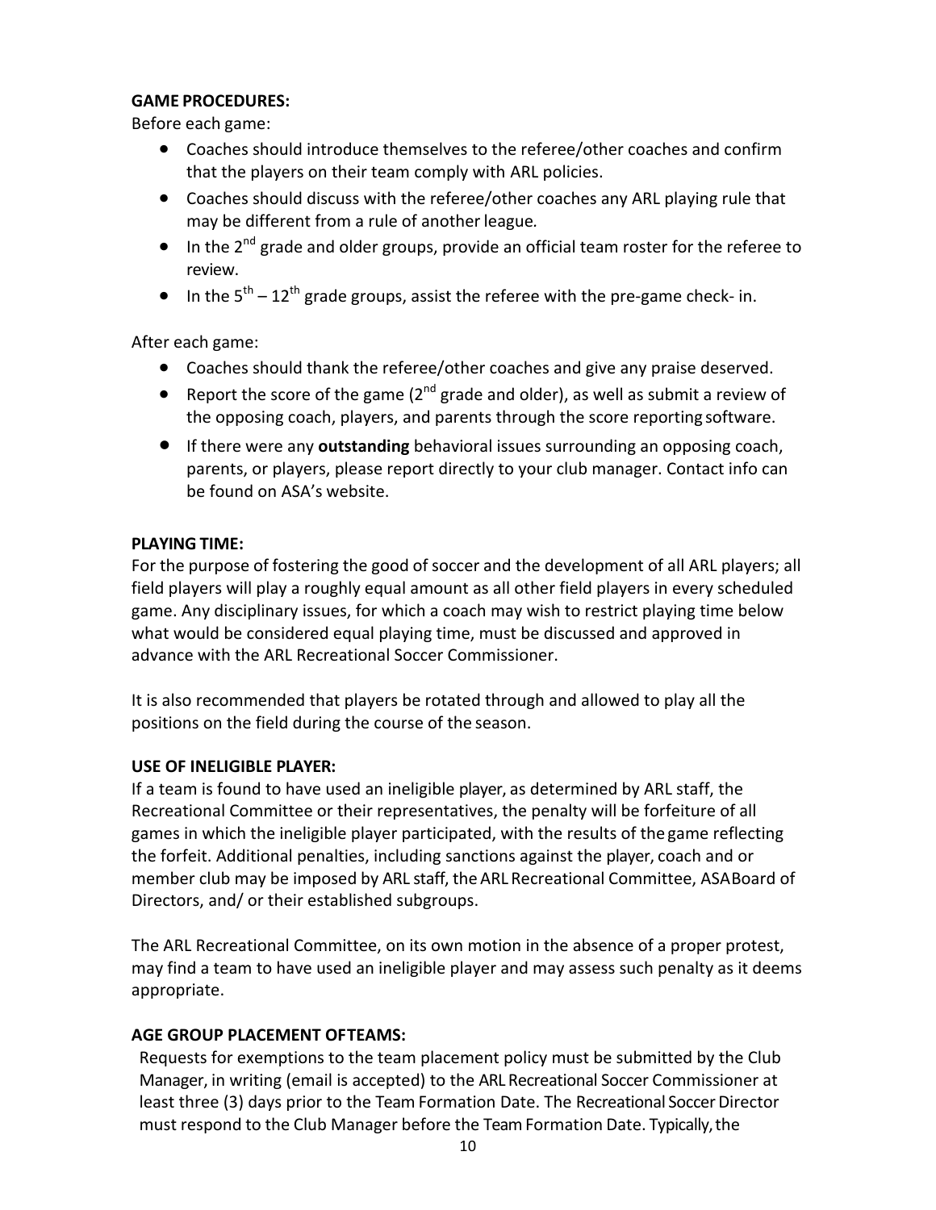**GAME PROCEDURES:**

Before each game:

- Coaches should introduce themselves to the referee/other coaches and confirm that the players on their team comply with ARL policies.
- Coaches should discuss with the referee/other coaches any ARL playing rule that may be different from a rule of another league.
- In the 2nd grade and older groups, provide an official team roster for the referee to review.
- In the 5th – 12th grade groups, assist the referee with the pre-game check- in.

After each game:

- Coaches should thank the referee/other coaches and give any praise deserved.
- Report the score of the game (2nd grade and older), as well as submit a review of the opposing coach, players, and parents through the score reporting software.
- If there were any **outstanding** behavioral issues surrounding an opposing coach, parents, or players, please report directly to your club manager. Contact info can be found on ASA's website.

**PLAYING TIME:**

For the purpose of fostering the good of soccer and the development of all ARL players; all field players will play a roughly equal amount as all other field players in every scheduled game. Any disciplinary issues, for which a coach may wish to restrict playing time below what would be considered equal playing time, must be discussed and approved in advance with the ARL Recreational Soccer Commissioner.

It is also recommended that players be rotated through and allowed to play all the positions on the field during the course of the season.

**USE OF INELIGIBLE PLAYER:**

If a team is found to have used an ineligible player, as determined by ARL staff, the Recreational Committee or their representatives, the penalty will be forfeiture of all games in which the ineligible player participated, with the results of the game reflecting the forfeit. Additional penalties, including sanctions against the player, coach and or member club may be imposed by ARL staff, the ARL Recreational Committee, ASA Board of Directors, and/ or their established subgroups.

The ARL Recreational Committee, on its own motion in the absence of a proper protest, may find a team to have used an ineligible player and may assess such penalty as it deems appropriate.

**AGE GROUP PLACEMENT OF TEAMS:**

Requests for exemptions to the team placement policy must be submitted by the Club Manager, in writing (email is accepted) to the ARL Recreational Soccer Commissioner at least three (3) days prior to the Team Formation Date. The Recreational Soccer Director must respond to the Club Manager before the Team Formation Date. Typically, the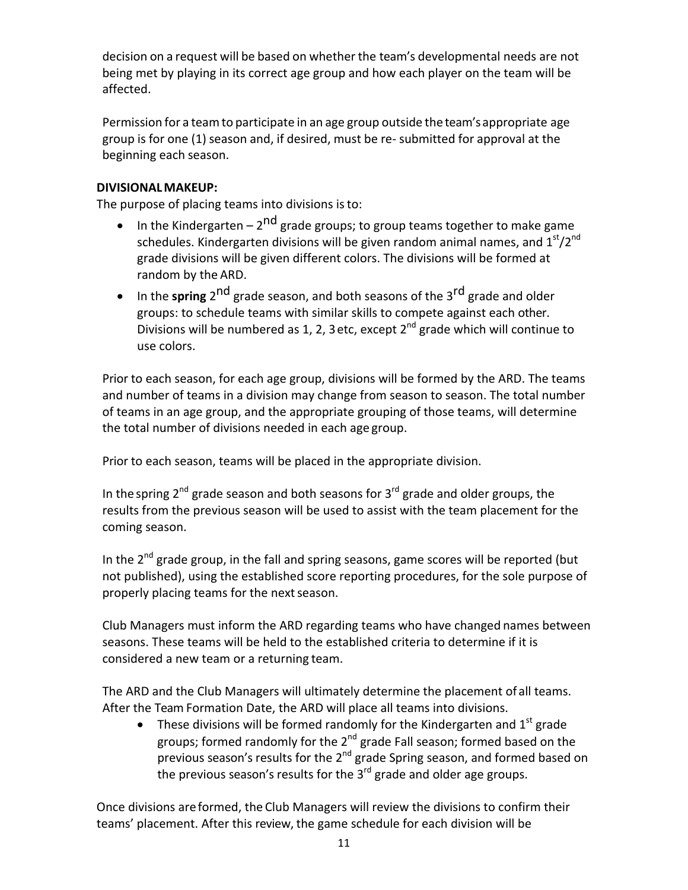decision on a request will be based on whether the team's developmental needs are not being met by playing in its correct age group and how each player on the team will be affected.

Permission for a team to participate in an age group outside the team's appropriate age group is for one (1) season and, if desired, must be re- submitted for approval at the beginning each season.

**DIVISIONAL MAKEUP:**

The purpose of placing teams into divisions is to:

- In the Kindergarten – 2nd grade groups; to group teams together to make game schedules. Kindergarten divisions will be given random animal names, and 1st/2nd grade divisions will be given different colors. The divisions will be formed at random by the ARD.
- In the **spring** 2nd grade season, and both seasons of the 3rd grade and older groups: to schedule teams with similar skills to compete against each other. Divisions will be numbered as 1, 2, 3 etc, except 2nd grade which will continue to use colors.

Prior to each season, for each age group, divisions will be formed by the ARD. The teams and number of teams in a division may change from season to season. The total number of teams in an age group, and the appropriate grouping of those teams, will determine the total number of divisions needed in each age group.

Prior to each season, teams will be placed in the appropriate division.

In the spring 2nd grade season and both seasons for 3rd grade and older groups, the results from the previous season will be used to assist with the team placement for the coming season.

In the 2nd grade group, in the fall and spring seasons, game scores will be reported (but not published), using the established score reporting procedures, for the sole purpose of properly placing teams for the next season.

Club Managers must inform the ARD regarding teams who have changed names between seasons. These teams will be held to the established criteria to determine if it is considered a new team or a returning team.

The ARD and the Club Managers will ultimately determine the placement of all teams. After the Team Formation Date, the ARD will place all teams into divisions.

- These divisions will be formed randomly for the Kindergarten and 1st grade groups; formed randomly for the 2nd grade Fall season; formed based on the previous season's results for the 2nd grade Spring season, and formed based on the previous season's results for the 3rd grade and older age groups.

Once divisions are formed, the Club Managers will review the divisions to confirm their teams' placement. After this review, the game schedule for each division will be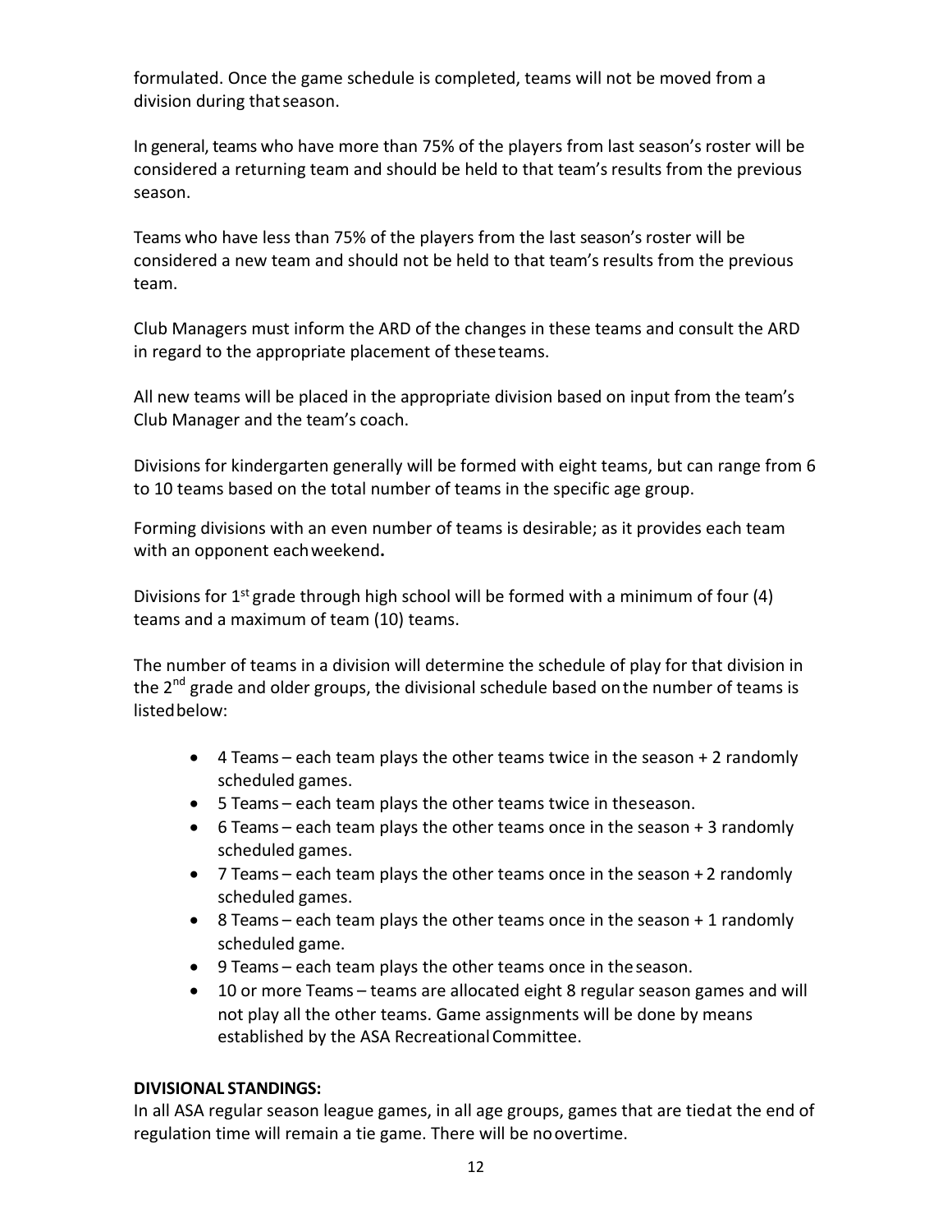formulated. Once the game schedule is completed, teams will not be moved from a division during that season.

In general, teams who have more than 75% of the players from last season's roster will be considered a returning team and should be held to that team's results from the previous season.

Teams who have less than 75% of the players from the last season's roster will be considered a new team and should not be held to that team's results from the previous team.

Club Managers must inform the ARD of the changes in these teams and consult the ARD in regard to the appropriate placement of these teams.

All new teams will be placed in the appropriate division based on input from the team's Club Manager and the team's coach.

Divisions for kindergarten generally will be formed with eight teams, but can range from 6 to 10 teams based on the total number of teams in the specific age group.

Forming divisions with an even number of teams is desirable; as it provides each team with an opponent each weekend**.**

Divisions for 1st grade through high school will be formed with a minimum of four (4) teams and a maximum of team (10) teams.

The number of teams in a division will determine the schedule of play for that division in the 2nd grade and older groups, the divisional schedule based on the number of teams is listed below:

- 4 Teams – each team plays the other teams twice in the season + 2 randomly scheduled games.
- 5 Teams – each team plays the other teams twice in the season.
- 6 Teams – each team plays the other teams once in the season + 3 randomly scheduled games.
- 7 Teams – each team plays the other teams once in the season + 2 randomly scheduled games.
- 8 Teams – each team plays the other teams once in the season + 1 randomly scheduled game.
- 9 Teams – each team plays the other teams once in the season.
- 10 or more Teams – teams are allocated eight 8 regular season games and will not play all the other teams. Game assignments will be done by means established by the ASA Recreational Committee.

**DIVISIONAL STANDINGS:**

In all ASA regular season league games, in all age groups, games that are tied at the end of regulation time will remain a tie game. There will be no overtime.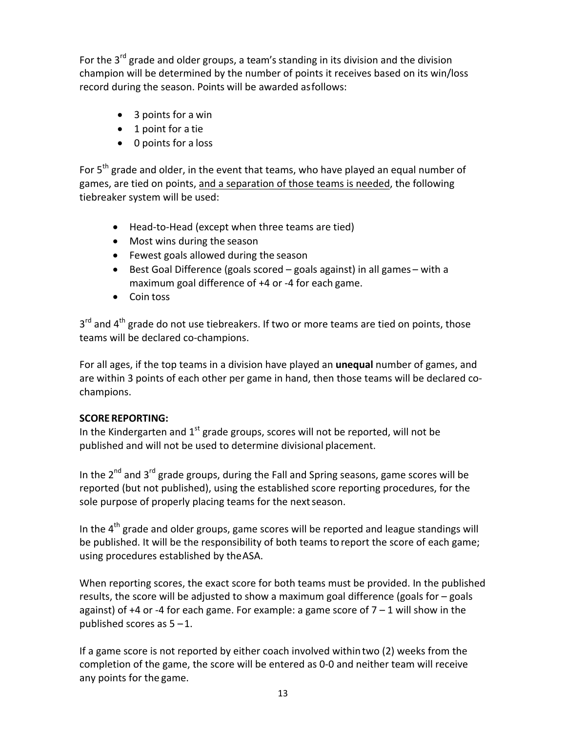For the 3rd grade and older groups, a team's standing in its division and the division champion will be determined by the number of points it receives based on its win/loss record during the season. Points will be awarded as follows:

- 3 points for a win
- 1 point for a tie
- 0 points for a loss

For 5th grade and older, in the event that teams, who have played an equal number of games, are tied on points, <u>and a separation of those teams is needed</u>, the following tiebreaker system will be used:

- Head-to-Head (except when three teams are tied)
- Most wins during the season
- Fewest goals allowed during the season
- Best Goal Difference (goals scored – goals against) in all games – with a maximum goal difference of +4 or -4 for each game.
- Coin toss

3rd and 4th grade do not use tiebreakers. If two or more teams are tied on points, those teams will be declared co-champions.

For all ages, if the top teams in a division have played an **unequal** number of games, and are within 3 points of each other per game in hand, then those teams will be declared co-champions.

**SCORE REPORTING:**

In the Kindergarten and 1st grade groups, scores will not be reported, will not be published and will not be used to determine divisional placement.

In the 2nd and 3rd grade groups, during the Fall and Spring seasons, game scores will be reported (but not published), using the established score reporting procedures, for the sole purpose of properly placing teams for the next season.

In the 4th grade and older groups, game scores will be reported and league standings will be published. It will be the responsibility of both teams to report the score of each game; using procedures established by the ASA.

When reporting scores, the exact score for both teams must be provided. In the published results, the score will be adjusted to show a maximum goal difference (goals for – goals against) of +4 or -4 for each game. For example: a game score of 7 – 1 will show in the published scores as 5 – 1.

If a game score is not reported by either coach involved within two (2) weeks from the completion of the game, the score will be entered as 0-0 and neither team will receive any points for the game.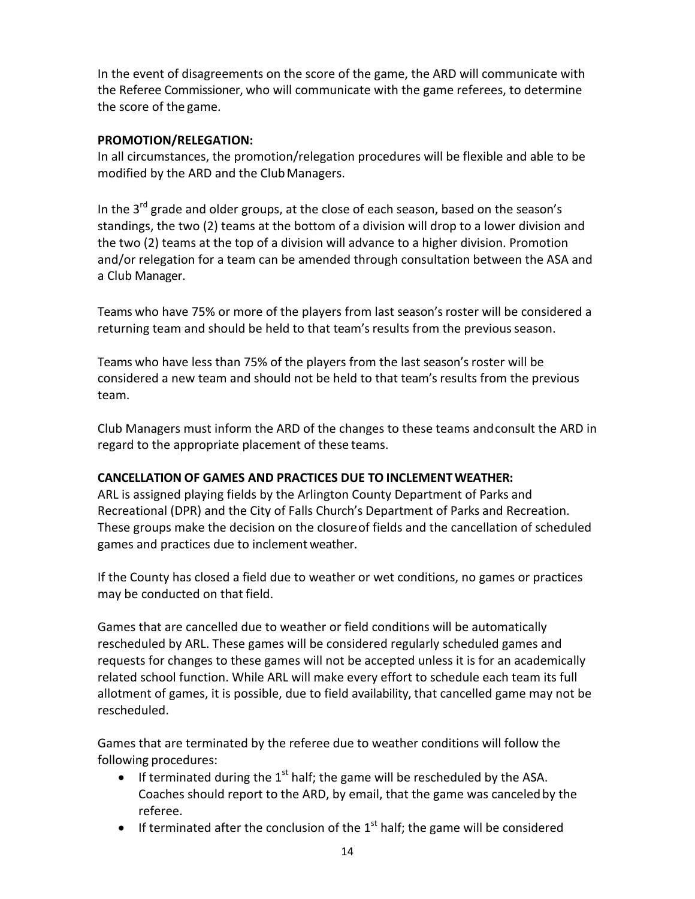In the event of disagreements on the score of the game, the ARD will communicate with the Referee Commissioner, who will communicate with the game referees, to determine the score of the game.

**PROMOTION/RELEGATION:**

In all circumstances, the promotion/relegation procedures will be flexible and able to be modified by the ARD and the Club Managers.

In the 3rd grade and older groups, at the close of each season, based on the season's standings, the two (2) teams at the bottom of a division will drop to a lower division and the two (2) teams at the top of a division will advance to a higher division. Promotion and/or relegation for a team can be amended through consultation between the ASA and a Club Manager.

Teams who have 75% or more of the players from last season's roster will be considered a returning team and should be held to that team's results from the previous season.

Teams who have less than 75% of the players from the last season's roster will be considered a new team and should not be held to that team's results from the previous team.

Club Managers must inform the ARD of the changes to these teams and consult the ARD in regard to the appropriate placement of these teams.

**CANCELLATION OF GAMES AND PRACTICES DUE TO INCLEMENT WEATHER:**

ARL is assigned playing fields by the Arlington County Department of Parks and Recreational (DPR) and the City of Falls Church's Department of Parks and Recreation. These groups make the decision on the closure of fields and the cancellation of scheduled games and practices due to inclement weather.

If the County has closed a field due to weather or wet conditions, no games or practices may be conducted on that field.

Games that are cancelled due to weather or field conditions will be automatically rescheduled by ARL. These games will be considered regularly scheduled games and requests for changes to these games will not be accepted unless it is for an academically related school function. While ARL will make every effort to schedule each team its full allotment of games, it is possible, due to field availability, that cancelled game may not be rescheduled.

Games that are terminated by the referee due to weather conditions will follow the following procedures:

- If terminated during the 1st half; the game will be rescheduled by the ASA. Coaches should report to the ARD, by email, that the game was canceled by the referee.
- If terminated after the conclusion of the 1st half; the game will be considered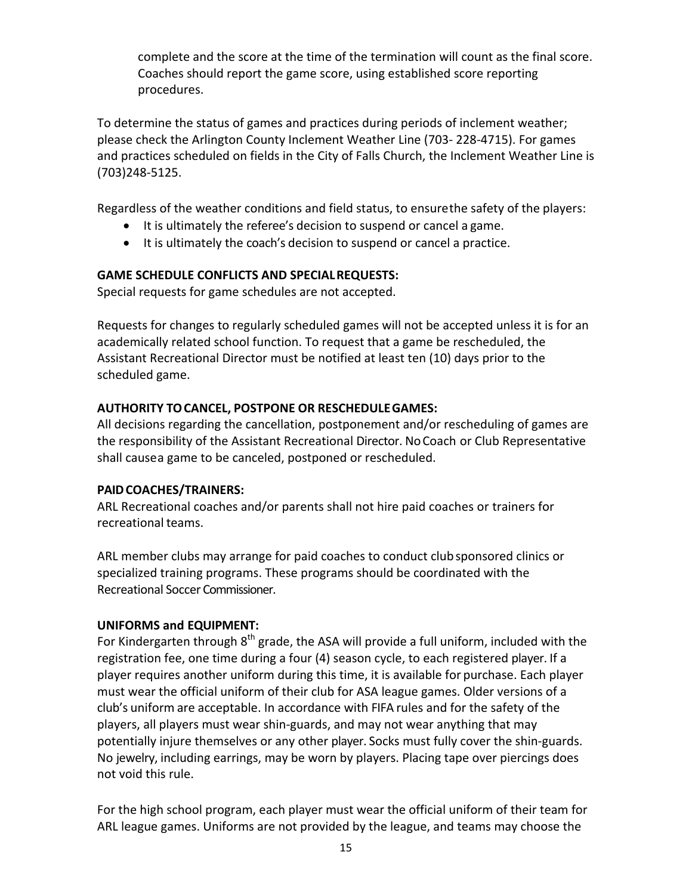complete and the score at the time of the termination will count as the final score. Coaches should report the game score, using established score reporting procedures.

To determine the status of games and practices during periods of inclement weather; please check the Arlington County Inclement Weather Line (703- 228-4715). For games and practices scheduled on fields in the City of Falls Church, the Inclement Weather Line is (703)248-5125.

Regardless of the weather conditions and field status, to ensurethe safety of the players:

- It is ultimately the referee's decision to suspend or cancel a game.
- It is ultimately the coach's decision to suspend or cancel a practice.

**GAME SCHEDULE CONFLICTS AND SPECIALREQUESTS:**

Special requests for game schedules are not accepted.

Requests for changes to regularly scheduled games will not be accepted unless it is for an academically related school function. To request that a game be rescheduled, the Assistant Recreational Director must be notified at least ten (10) days prior to the scheduled game.

**AUTHORITY TOCANCEL, POSTPONE OR RESCHEDULEGAMES:**

All decisions regarding the cancellation, postponement and/or rescheduling of games are the responsibility of the Assistant Recreational Director. NoCoach or Club Representative shall causea game to be canceled, postponed or rescheduled.

**PAIDCOACHES/TRAINERS:**

ARL Recreational coaches and/or parents shall not hire paid coaches or trainers for recreational teams.

ARL member clubs may arrange for paid coaches to conduct clubsponsored clinics or specialized training programs. These programs should be coordinated with the Recreational Soccer Commissioner.

**UNIFORMS and EQUIPMENT:**

For Kindergarten through 8th grade, the ASA will provide a full uniform, included with the registration fee, one time during a four (4) season cycle, to each registered player. If a player requires another uniform during this time, it is available for purchase. Each player must wear the official uniform of their club for ASA league games. Older versions of a club's uniform are acceptable. In accordance with FIFA rules and for the safety of the players, all players must wear shin-guards, and may not wear anything that may potentially injure themselves or any other player. Socks must fully cover the shin-guards. No jewelry, including earrings, may be worn by players. Placing tape over piercings does not void this rule.

For the high school program, each player must wear the official uniform of their team for ARL league games. Uniforms are not provided by the league, and teams may choose the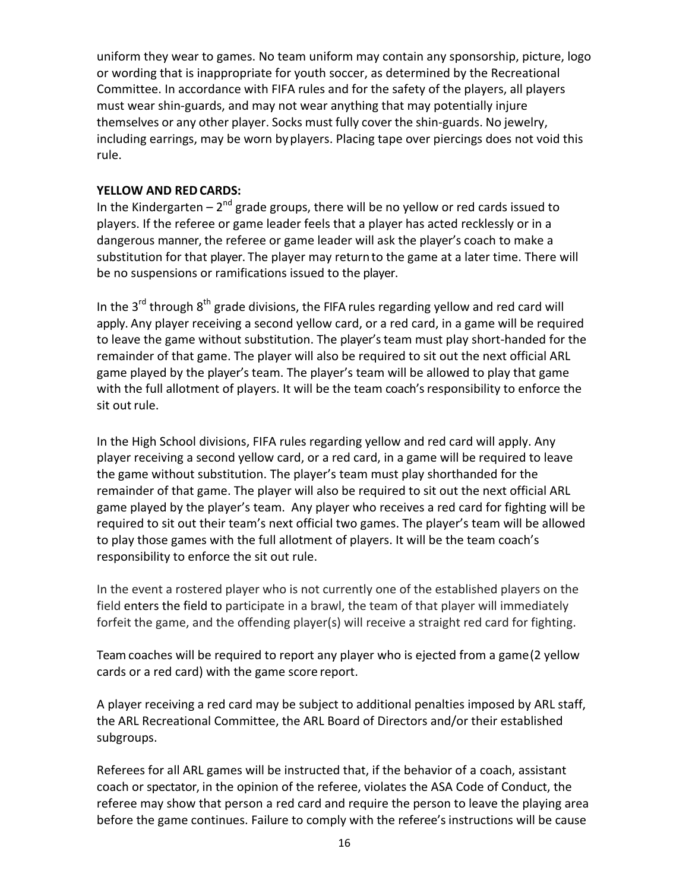uniform they wear to games. No team uniform may contain any sponsorship, picture, logo or wording that is inappropriate for youth soccer, as determined by the Recreational Committee. In accordance with FIFA rules and for the safety of the players, all players must wear shin-guards, and may not wear anything that may potentially injure themselves or any other player. Socks must fully cover the shin-guards. No jewelry, including earrings, may be worn by players. Placing tape over piercings does not void this rule.

**YELLOW AND RED CARDS:**

In the Kindergarten – 2nd grade groups, there will be no yellow or red cards issued to players. If the referee or game leader feels that a player has acted recklessly or in a dangerous manner, the referee or game leader will ask the player's coach to make a substitution for that player. The player may return to the game at a later time. There will be no suspensions or ramifications issued to the player.

In the 3rd through 8th grade divisions, the FIFA rules regarding yellow and red card will apply. Any player receiving a second yellow card, or a red card, in a game will be required to leave the game without substitution. The player's team must play short-handed for the remainder of that game. The player will also be required to sit out the next official ARL game played by the player's team. The player's team will be allowed to play that game with the full allotment of players. It will be the team coach's responsibility to enforce the sit out rule.

In the High School divisions, FIFA rules regarding yellow and red card will apply. Any player receiving a second yellow card, or a red card, in a game will be required to leave the game without substitution. The player's team must play shorthanded for the remainder of that game. The player will also be required to sit out the next official ARL game played by the player's team. Any player who receives a red card for fighting will be required to sit out their team's next official two games. The player's team will be allowed to play those games with the full allotment of players. It will be the team coach's responsibility to enforce the sit out rule.

In the event a rostered player who is not currently one of the established players on the field enters the field to participate in a brawl, the team of that player will immediately forfeit the game, and the offending player(s) will receive a straight red card for fighting.

Team coaches will be required to report any player who is ejected from a game (2 yellow cards or a red card) with the game score report.

A player receiving a red card may be subject to additional penalties imposed by ARL staff, the ARL Recreational Committee, the ARL Board of Directors and/or their established subgroups.

Referees for all ARL games will be instructed that, if the behavior of a coach, assistant coach or spectator, in the opinion of the referee, violates the ASA Code of Conduct, the referee may show that person a red card and require the person to leave the playing area before the game continues. Failure to comply with the referee's instructions will be cause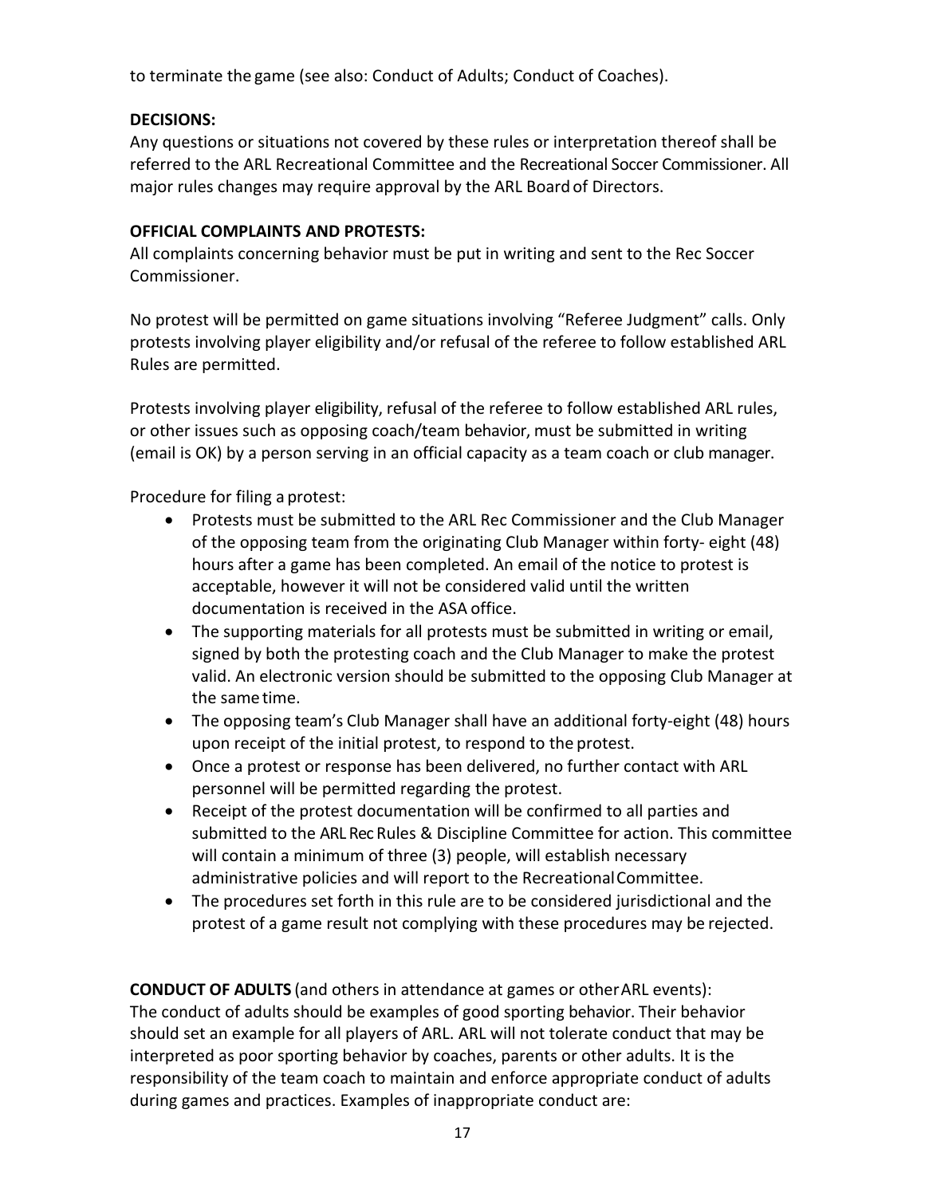to terminate the game (see also: Conduct of Adults; Conduct of Coaches).

**DECISIONS:**
Any questions or situations not covered by these rules or interpretation thereof shall be referred to the ARL Recreational Committee and the Recreational Soccer Commissioner. All major rules changes may require approval by the ARL Board of Directors.

**OFFICIAL COMPLAINTS AND PROTESTS:**
All complaints concerning behavior must be put in writing and sent to the Rec Soccer Commissioner.

No protest will be permitted on game situations involving "Referee Judgment" calls. Only protests involving player eligibility and/or refusal of the referee to follow established ARL Rules are permitted.

Protests involving player eligibility, refusal of the referee to follow established ARL rules, or other issues such as opposing coach/team behavior, must be submitted in writing (email is OK) by a person serving in an official capacity as a team coach or club manager.

Procedure for filing a protest:

- Protests must be submitted to the ARL Rec Commissioner and the Club Manager of the opposing team from the originating Club Manager within forty- eight (48) hours after a game has been completed. An email of the notice to protest is acceptable, however it will not be considered valid until the written documentation is received in the ASA office.
- The supporting materials for all protests must be submitted in writing or email, signed by both the protesting coach and the Club Manager to make the protest valid. An electronic version should be submitted to the opposing Club Manager at the same time.
- The opposing team's Club Manager shall have an additional forty-eight (48) hours upon receipt of the initial protest, to respond to the protest.
- Once a protest or response has been delivered, no further contact with ARL personnel will be permitted regarding the protest.
- Receipt of the protest documentation will be confirmed to all parties and submitted to the ARL Rec Rules & Discipline Committee for action. This committee will contain a minimum of three (3) people, will establish necessary administrative policies and will report to the Recreational Committee.
- The procedures set forth in this rule are to be considered jurisdictional and the protest of a game result not complying with these procedures may be rejected.

**CONDUCT OF ADULTS** (and others in attendance at games or other ARL events):
The conduct of adults should be examples of good sporting behavior. Their behavior should set an example for all players of ARL. ARL will not tolerate conduct that may be interpreted as poor sporting behavior by coaches, parents or other adults. It is the responsibility of the team coach to maintain and enforce appropriate conduct of adults during games and practices. Examples of inappropriate conduct are: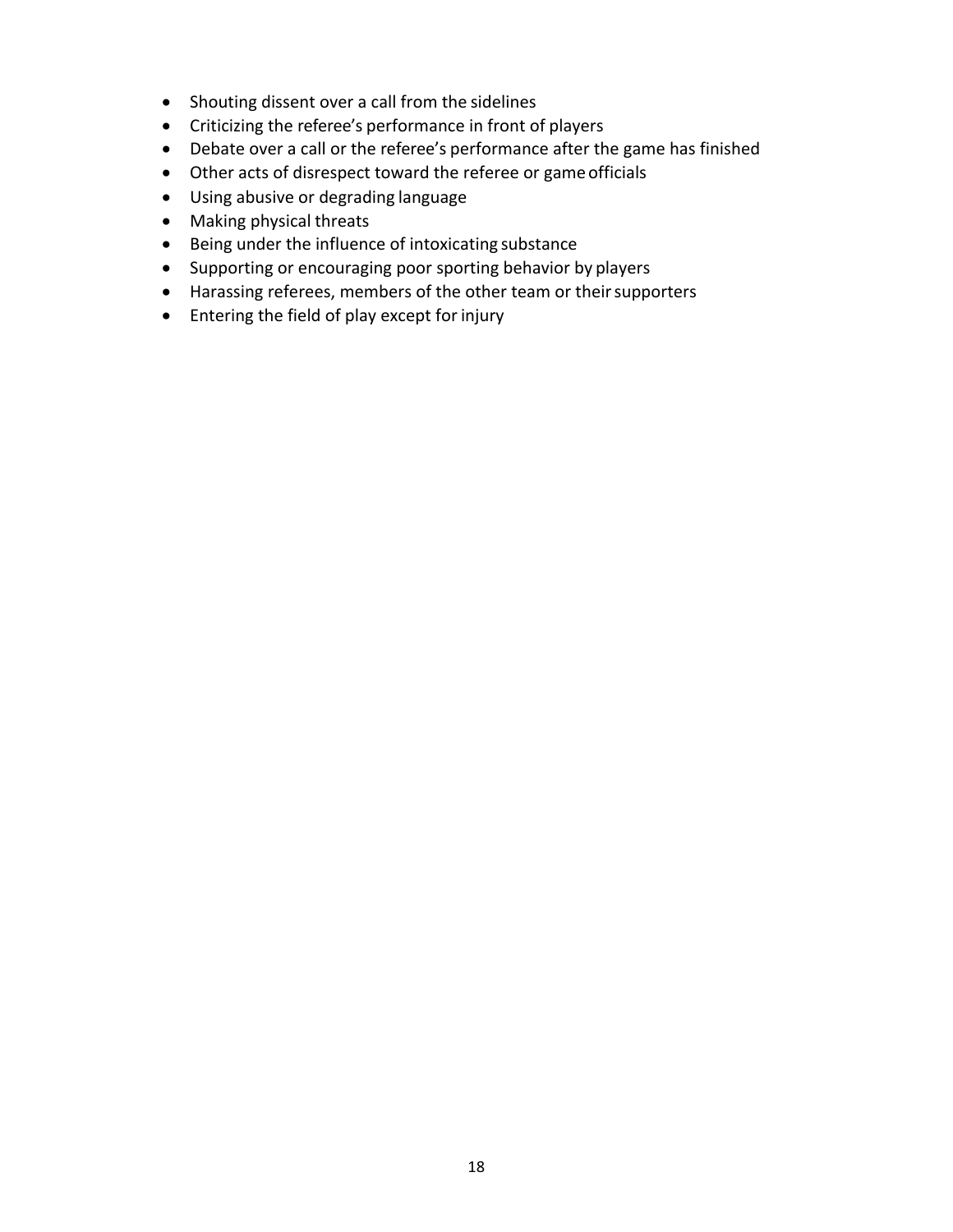- Shouting dissent over a call from the sidelines
- Criticizing the referee's performance in front of players
- Debate over a call or the referee's performance after the game has finished
- Other acts of disrespect toward the referee or game officials
- Using abusive or degrading language
- Making physical threats
- Being under the influence of intoxicating substance
- Supporting or encouraging poor sporting behavior by players
- Harassing referees, members of the other team or their supporters
- Entering the field of play except for injury